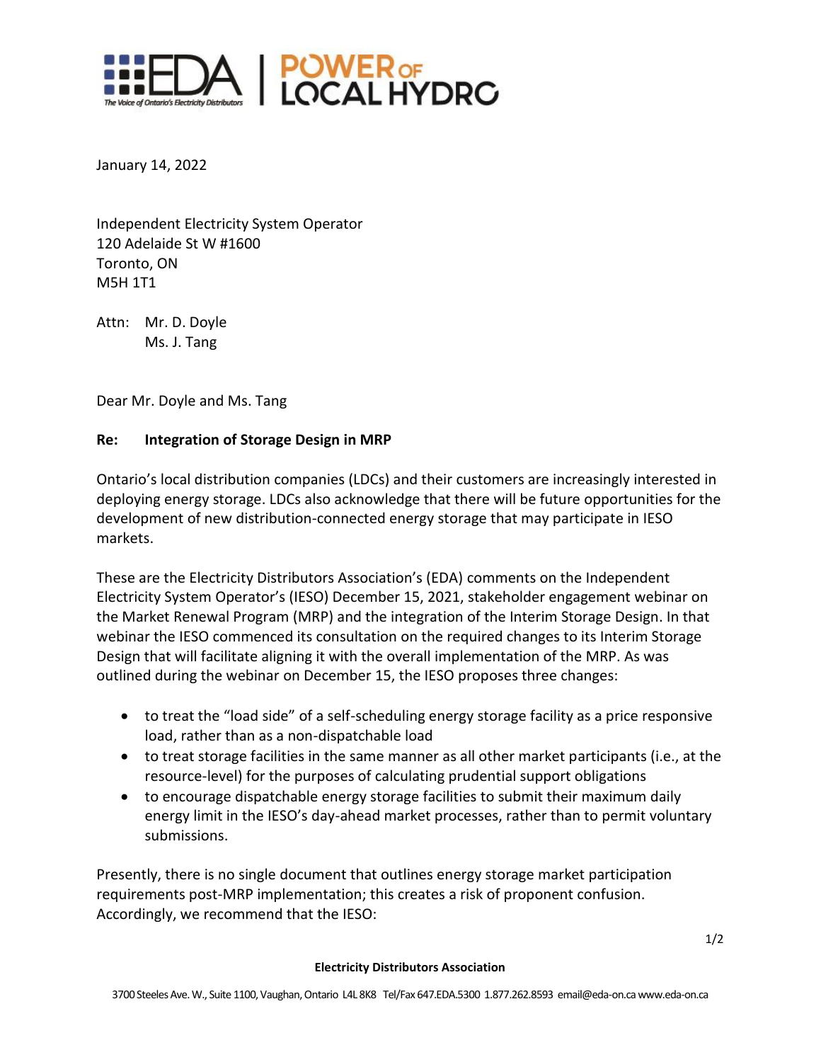January 14, 2022

Independent Electricity System Operator
120 Adelaide St W #1600
Toronto, ON
M5H 1T1

Attn: Mr. D. Doyle
Ms. J. Tang

Dear Mr. Doyle and Ms. Tang

**Re: Integration of Storage Design in MRP**

Ontario's local distribution companies (LDCs) and their customers are increasingly interested in deploying energy storage. LDCs also acknowledge that there will be future opportunities for the development of new distribution-connected energy storage that may participate in IESO markets.

These are the Electricity Distributors Association's (EDA) comments on the Independent Electricity System Operator's (IESO) December 15, 2021, stakeholder engagement webinar on the Market Renewal Program (MRP) and the integration of the Interim Storage Design. In that webinar the IESO commenced its consultation on the required changes to its Interim Storage Design that will facilitate aligning it with the overall implementation of the MRP. As was outlined during the webinar on December 15, the IESO proposes three changes:

- to treat the "load side" of a self-scheduling energy storage facility as a price responsive load, rather than as a non-dispatchable load
- to treat storage facilities in the same manner as all other market participants (i.e., at the resource-level) for the purposes of calculating prudential support obligations
- to encourage dispatchable energy storage facilities to submit their maximum daily energy limit in the IESO's day-ahead market processes, rather than to permit voluntary submissions.

Presently, there is no single document that outlines energy storage market participation requirements post-MRP implementation; this creates a risk of proponent confusion. Accordingly, we recommend that the IESO: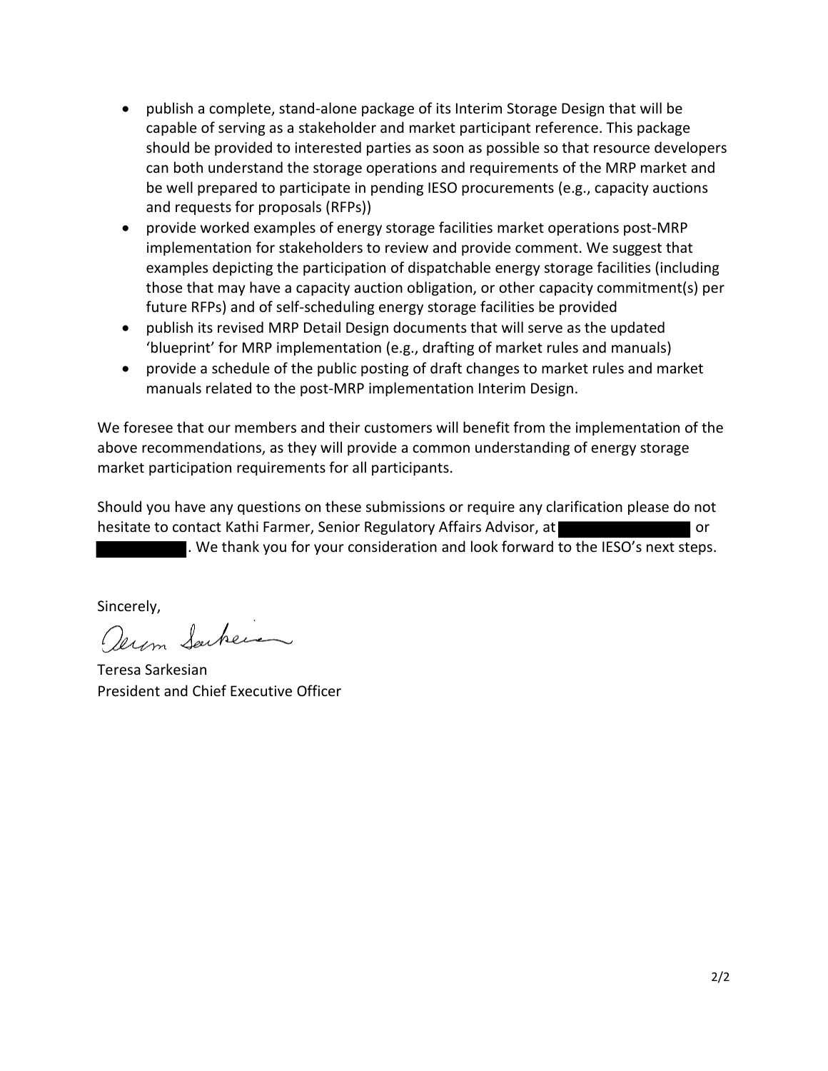- publish a complete, stand-alone package of its Interim Storage Design that will be capable of serving as a stakeholder and market participant reference. This package should be provided to interested parties as soon as possible so that resource developers can both understand the storage operations and requirements of the MRP market and be well prepared to participate in pending IESO procurements (e.g., capacity auctions and requests for proposals (RFPs))
- provide worked examples of energy storage facilities market operations post-MRP implementation for stakeholders to review and provide comment. We suggest that examples depicting the participation of dispatchable energy storage facilities (including those that may have a capacity auction obligation, or other capacity commitment(s) per future RFPs) and of self-scheduling energy storage facilities be provided
- publish its revised MRP Detail Design documents that will serve as the updated 'blueprint' for MRP implementation (e.g., drafting of market rules and manuals)
- provide a schedule of the public posting of draft changes to market rules and market manuals related to the post-MRP implementation Interim Design.

We foresee that our members and their customers will benefit from the implementation of the above recommendations, as they will provide a common understanding of energy storage market participation requirements for all participants.

Should you have any questions on these submissions or require any clarification please do not hesitate to contact Kathi Farmer, Senior Regulatory Affairs Advisor, at [REDACTED] or [REDACTED]. We thank you for your consideration and look forward to the IESO's next steps.

Sincerely,

Teresa Sarkesian
President and Chief Executive Officer